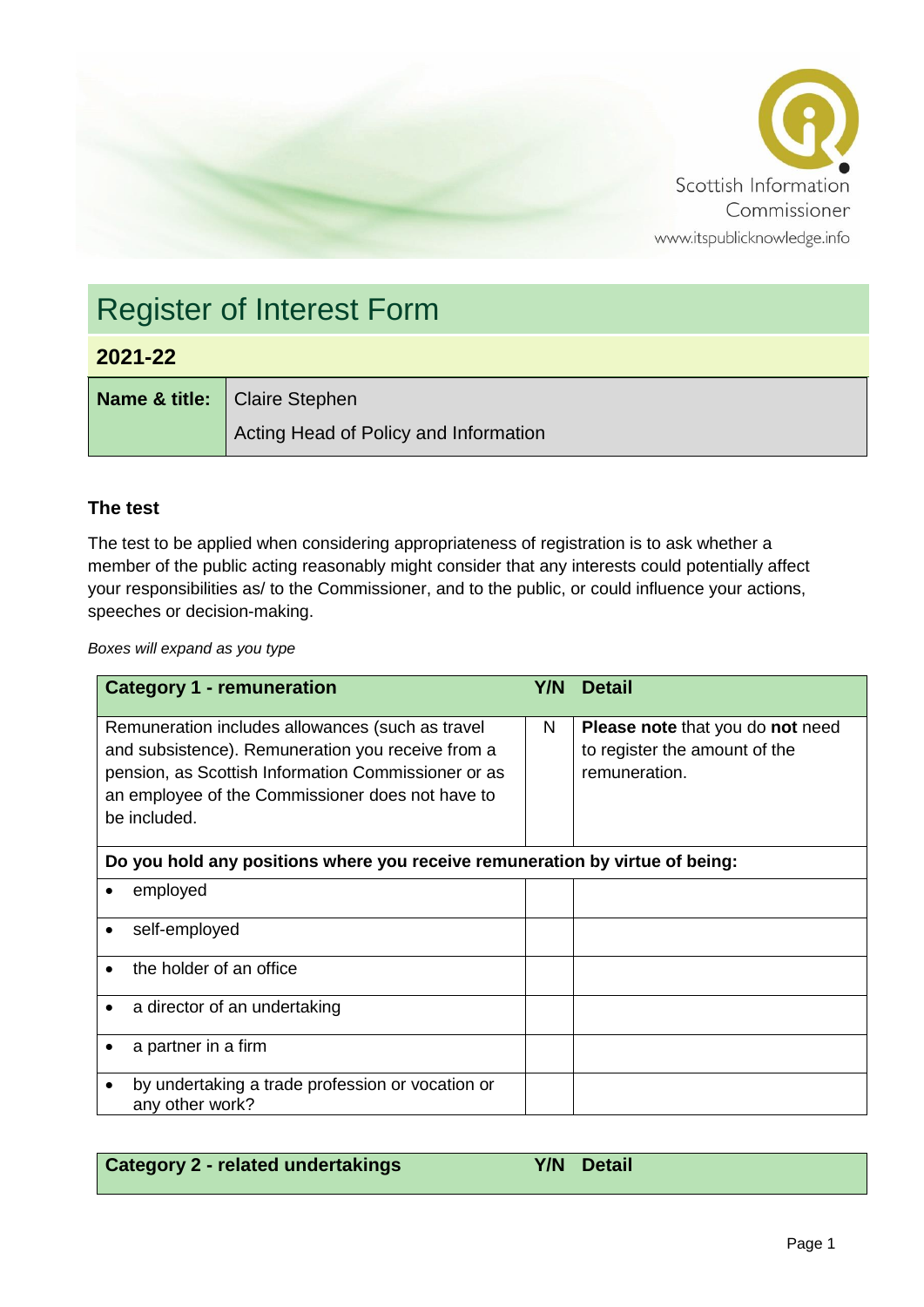Scottish Information Commissioner
www.itspublicknowledge.info

# Register of Interest Form

## 2021-22

| **Name & title:** | Claire Stephen<br>Acting Head of Policy and Information |
|---|---|

### The test

The test to be applied when considering appropriateness of registration is to ask whether a member of the public acting reasonably might consider that any interests could potentially affect your responsibilities as/ to the Commissioner, and to the public, or could influence your actions, speeches or decision-making.

*Boxes will expand as you type*

| **Category 1 - remuneration** | **Y/N** | **Detail** |
|---|---|---|
| Remuneration includes allowances (such as travel and subsistence). Remuneration you receive from a pension, as Scottish Information Commissioner or as an employee of the Commissioner does not have to be included. | N | **Please note** that you do **not** need to register the amount of the remuneration. |
| **Do you hold any positions where you receive remuneration by virtue of being:** | | |
| • employed | | |
| • self-employed | | |
| • the holder of an office | | |
| • a director of an undertaking | | |
| • a partner in a firm | | |
| • by undertaking a trade profession or vocation or any other work? | | |

| **Category 2 - related undertakings** | **Y/N** | **Detail** |
|---|---|---|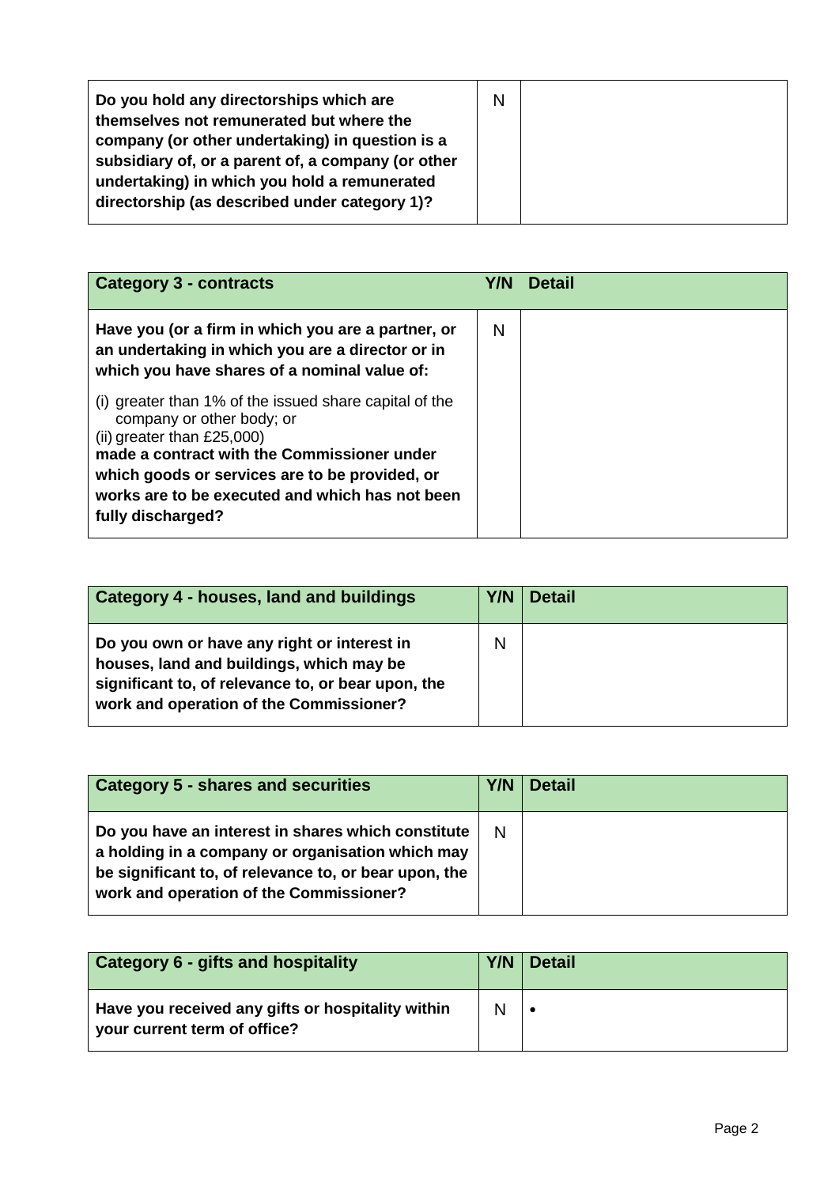| **Do you hold any directorships which are themselves not remunerated but where the company (or other undertaking) in question is a subsidiary of, or a parent of, a company (or other undertaking) in which you hold a remunerated directorship (as described under category 1)?** | N | |
|---|---|---|

| **Category 3 - contracts** | **Y/N** | **Detail** |
|---|---|---|
| **Have you (or a firm in which you are a partner, or an undertaking in which you are a director or in which you have shares of a nominal value of:** (i) greater than 1% of the issued share capital of the company or other body; or (ii) greater than £25,000) **made a contract with the Commissioner under which goods or services are to be provided, or works are to be executed and which has not been fully discharged?** | N | |

| **Category 4 - houses, land and buildings** | **Y/N** | **Detail** |
|---|---|---|
| **Do you own or have any right or interest in houses, land and buildings, which may be significant to, of relevance to, or bear upon, the work and operation of the Commissioner?** | N | |

| **Category 5 - shares and securities** | **Y/N** | **Detail** |
|---|---|---|
| **Do you have an interest in shares which constitute a holding in a company or organisation which may be significant to, of relevance to, or bear upon, the work and operation of the Commissioner?** | N | |

| **Category 6 - gifts and hospitality** | **Y/N** | **Detail** |
|---|---|---|
| **Have you received any gifts or hospitality within your current term of office?** | N | • |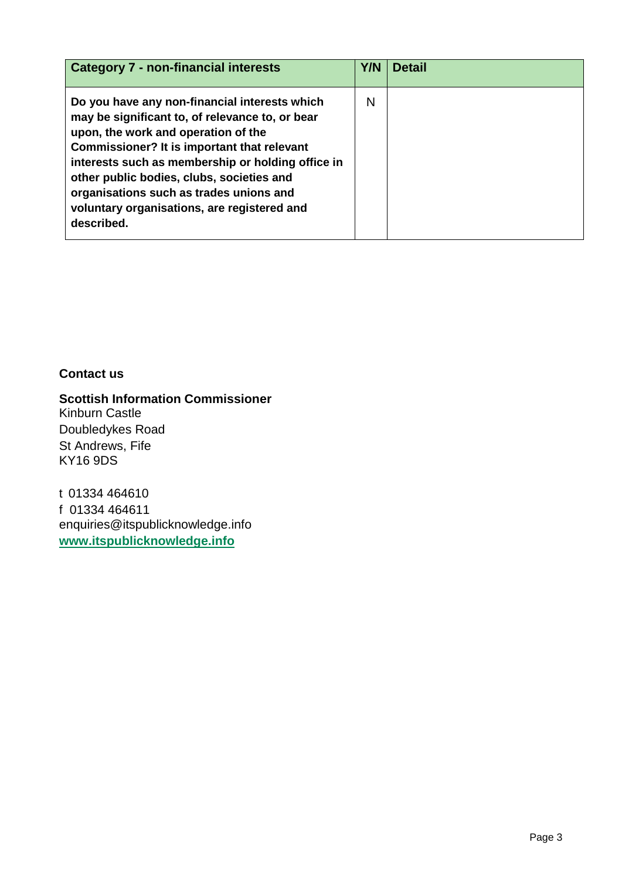| Category 7 - non-financial interests | Y/N | Detail |
| --- | --- | --- |
| **Do you have any non-financial interests which may be significant to, of relevance to, or bear upon, the work and operation of the Commissioner? It is important that relevant interests such as membership or holding office in other public bodies, clubs, societies and organisations such as trades unions and voluntary organisations, are registered and described.** | N | |

## Contact us

**Scottish Information Commissioner**
Kinburn Castle
Doubledykes Road
St Andrews, Fife
KY16 9DS

t 01334 464610
f 01334 464611
enquiries@itspublicknowledge.info
**www.itspublicknowledge.info**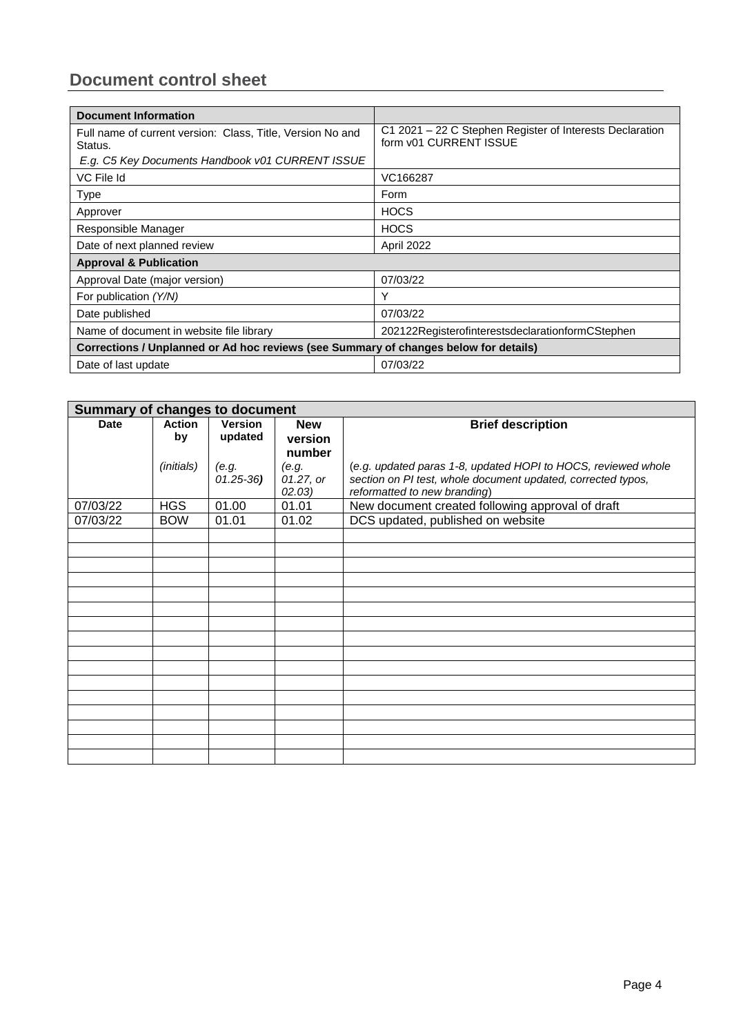## Document control sheet

| Document Information | |
|---|---|
| Full name of current version: Class, Title, Version No and Status.<br>*E.g. C5 Key Documents Handbook v01 CURRENT ISSUE* | C1 2021 – 22 C Stephen Register of Interests Declaration form v01 CURRENT ISSUE |
| VC File Id | VC166287 |
| Type | Form |
| Approver | HOCS |
| Responsible Manager | HOCS |
| Date of next planned review | April 2022 |
| **Approval & Publication** | |
| Approval Date (major version) | 07/03/22 |
| For publication *(Y/N)* | Y |
| Date published | 07/03/22 |
| Name of document in website file library | 202122RegisterofinterestsdeclarationformCStephen |
| **Corrections / Unplanned or Ad hoc reviews (see Summary of changes below for details)** | |
| Date of last update | 07/03/22 |

| Summary of changes to document | | | | |
|---|---|---|---|---|
| **Date** | **Action by**<br>*(initials)* | **Version updated**<br>*(e.g. 01.25-36)* | **New version number**<br>*(e.g. 01.27, or 02.03)* | **Brief description**<br>*(e.g. updated paras 1-8, updated HOPI to HOCS, reviewed whole section on PI test, whole document updated, corrected typos, reformatted to new branding)* |
| 07/03/22 | HGS | 01.00 | 01.01 | New document created following approval of draft |
| 07/03/22 | BOW | 01.01 | 01.02 | DCS updated, published on website |
| | | | | |
| | | | | |
| | | | | |
| | | | | |
| | | | | |
| | | | | |
| | | | | |
| | | | | |
| | | | | |
| | | | | |
| | | | | |
| | | | | |
| | | | | |
| | | | | |
| | | | | |
| | | | | |